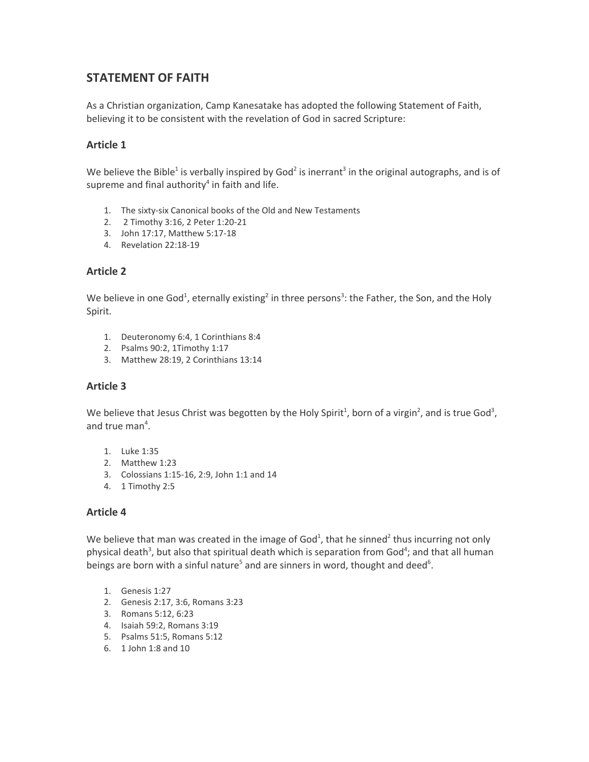## STATEMENT OF FAITH

As a Christian organization, Camp Kanesatake has adopted the following Statement of Faith, believing it to be consistent with the revelation of God in sacred Scripture:

### Article 1

We believe the Bible[1] is verbally inspired by God[2] is inerrant[3] in the original autographs, and is of supreme and final authority[4] in faith and life.

1. The sixty-six Canonical books of the Old and New Testaments
2. 2 Timothy 3:16, 2 Peter 1:20-21
3. John 17:17, Matthew 5:17-18
4. Revelation 22:18-19

### Article 2

We believe in one God[1], eternally existing[2] in three persons[3]: the Father, the Son, and the Holy Spirit.

1. Deuteronomy 6:4, 1 Corinthians 8:4
2. Psalms 90:2, 1Timothy 1:17
3. Matthew 28:19, 2 Corinthians 13:14

### Article 3

We believe that Jesus Christ was begotten by the Holy Spirit[1], born of a virgin[2], and is true God[3], and true man[4].

1. Luke 1:35
2. Matthew 1:23
3. Colossians 1:15-16, 2:9, John 1:1 and 14
4. 1 Timothy 2:5

### Article 4

We believe that man was created in the image of God[1], that he sinned[2] thus incurring not only physical death[3], but also that spiritual death which is separation from God[4]; and that all human beings are born with a sinful nature[5] and are sinners in word, thought and deed[6].

1. Genesis 1:27
2. Genesis 2:17, 3:6, Romans 3:23
3. Romans 5:12, 6:23
4. Isaiah 59:2, Romans 3:19
5. Psalms 51:5, Romans 5:12
6. 1 John 1:8 and 10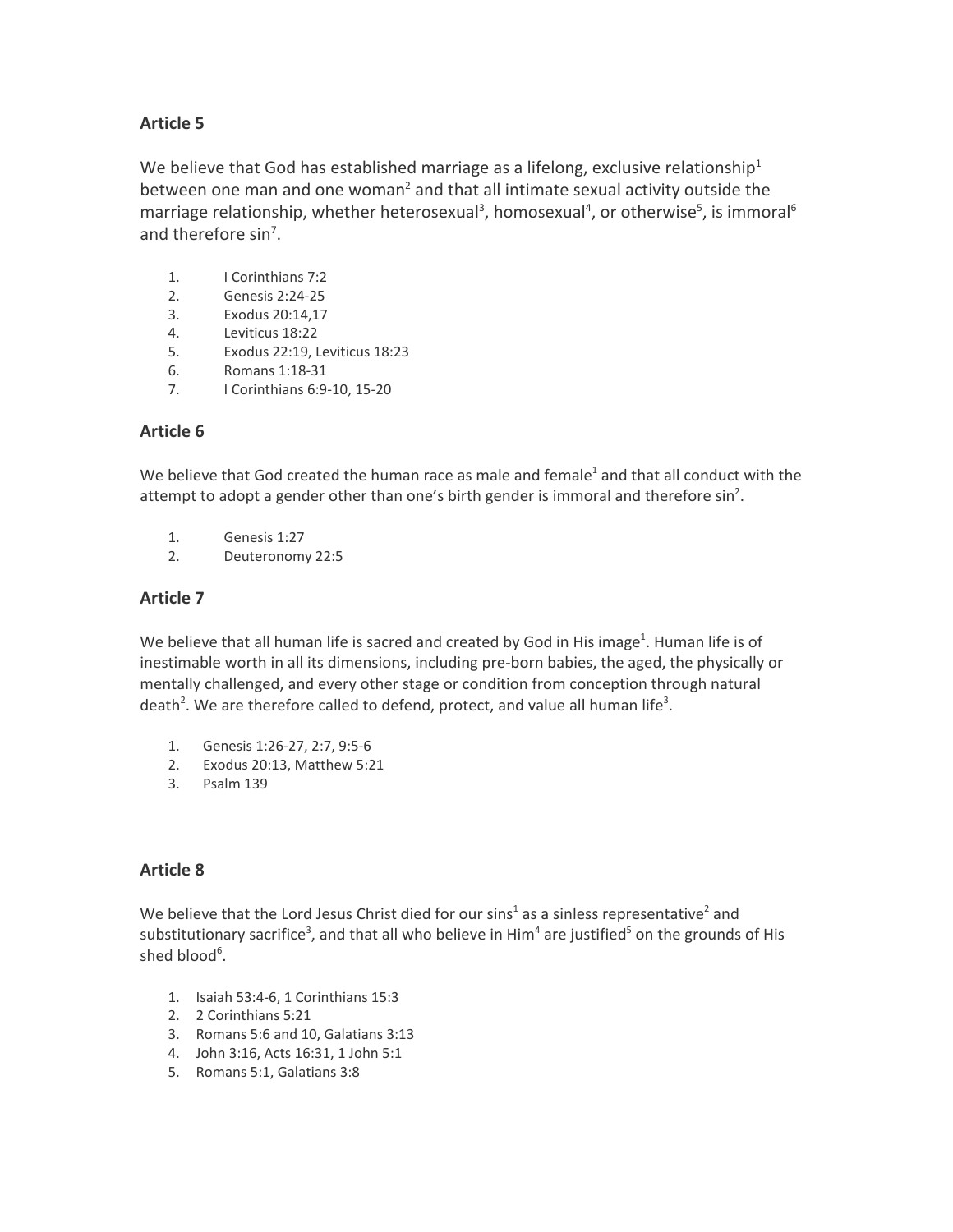### Article 5

We believe that God has established marriage as a lifelong, exclusive relationship[1] between one man and one woman[2] and that all intimate sexual activity outside the marriage relationship, whether heterosexual[3], homosexual[4], or otherwise[5], is immoral[6] and therefore sin[7].

1. I Corinthians 7:2
2. Genesis 2:24-25
3. Exodus 20:14,17
4. Leviticus 18:22
5. Exodus 22:19, Leviticus 18:23
6. Romans 1:18-31
7. I Corinthians 6:9-10, 15-20

### Article 6

We believe that God created the human race as male and female[1] and that all conduct with the attempt to adopt a gender other than one's birth gender is immoral and therefore sin[2].

1. Genesis 1:27
2. Deuteronomy 22:5

### Article 7

We believe that all human life is sacred and created by God in His image[1]. Human life is of inestimable worth in all its dimensions, including pre-born babies, the aged, the physically or mentally challenged, and every other stage or condition from conception through natural death[2]. We are therefore called to defend, protect, and value all human life[3].

1. Genesis 1:26-27, 2:7, 9:5-6
2. Exodus 20:13, Matthew 5:21
3. Psalm 139

### Article 8

We believe that the Lord Jesus Christ died for our sins[1] as a sinless representative[2] and substitutionary sacrifice[3], and that all who believe in Him[4] are justified[5] on the grounds of His shed blood[6].

1. Isaiah 53:4-6, 1 Corinthians 15:3
2. 2 Corinthians 5:21
3. Romans 5:6 and 10, Galatians 3:13
4. John 3:16, Acts 16:31, 1 John 5:1
5. Romans 5:1, Galatians 3:8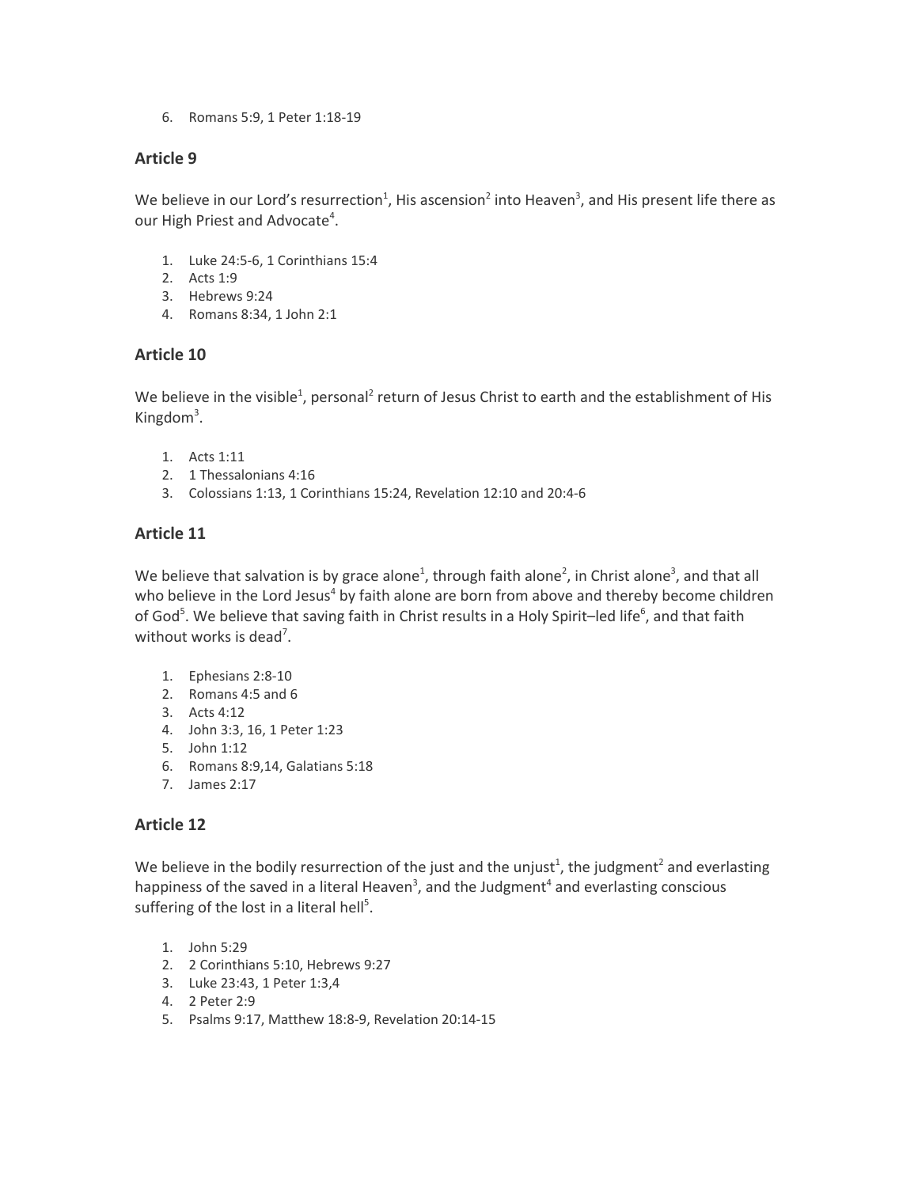6. Romans 5:9, 1 Peter 1:18-19

## Article 9

We believe in our Lord's resurrection[1], His ascension[2] into Heaven[3], and His present life there as our High Priest and Advocate[4].

1. Luke 24:5-6, 1 Corinthians 15:4
2. Acts 1:9
3. Hebrews 9:24
4. Romans 8:34, 1 John 2:1

## Article 10

We believe in the visible[1], personal[2] return of Jesus Christ to earth and the establishment of His Kingdom[3].

1. Acts 1:11
2. 1 Thessalonians 4:16
3. Colossians 1:13, 1 Corinthians 15:24, Revelation 12:10 and 20:4-6

## Article 11

We believe that salvation is by grace alone[1], through faith alone[2], in Christ alone[3], and that all who believe in the Lord Jesus[4] by faith alone are born from above and thereby become children of God[5]. We believe that saving faith in Christ results in a Holy Spirit–led life[6], and that faith without works is dead[7].

1. Ephesians 2:8-10
2. Romans 4:5 and 6
3. Acts 4:12
4. John 3:3, 16, 1 Peter 1:23
5. John 1:12
6. Romans 8:9,14, Galatians 5:18
7. James 2:17

## Article 12

We believe in the bodily resurrection of the just and the unjust[1], the judgment[2] and everlasting happiness of the saved in a literal Heaven[3], and the Judgment[4] and everlasting conscious suffering of the lost in a literal hell[5].

1. John 5:29
2. 2 Corinthians 5:10, Hebrews 9:27
3. Luke 23:43, 1 Peter 1:3,4
4. 2 Peter 2:9
5. Psalms 9:17, Matthew 18:8-9, Revelation 20:14-15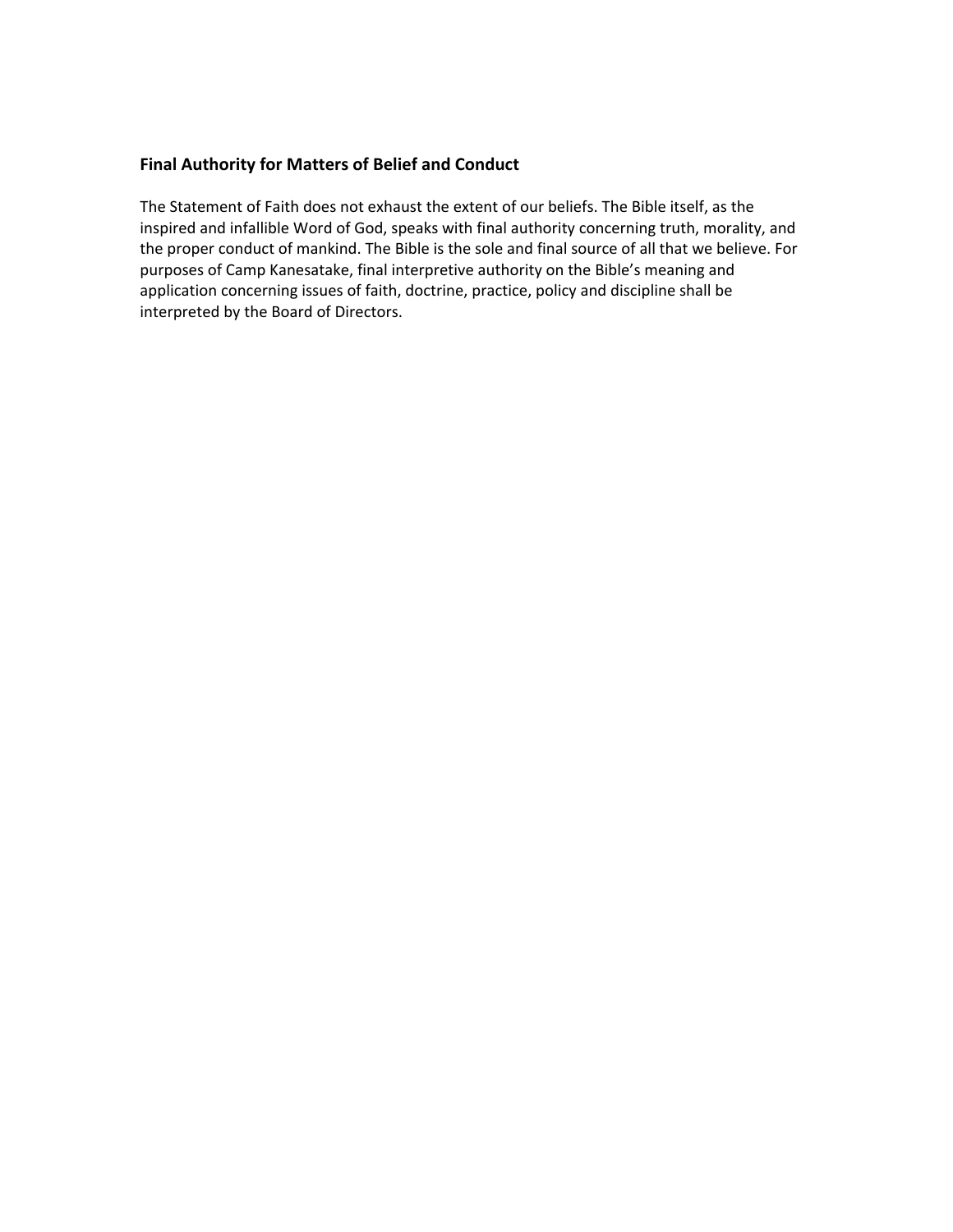## Final Authority for Matters of Belief and Conduct

The Statement of Faith does not exhaust the extent of our beliefs. The Bible itself, as the inspired and infallible Word of God, speaks with final authority concerning truth, morality, and the proper conduct of mankind. The Bible is the sole and final source of all that we believe. For purposes of Camp Kanesatake, final interpretive authority on the Bible's meaning and application concerning issues of faith, doctrine, practice, policy and discipline shall be interpreted by the Board of Directors.